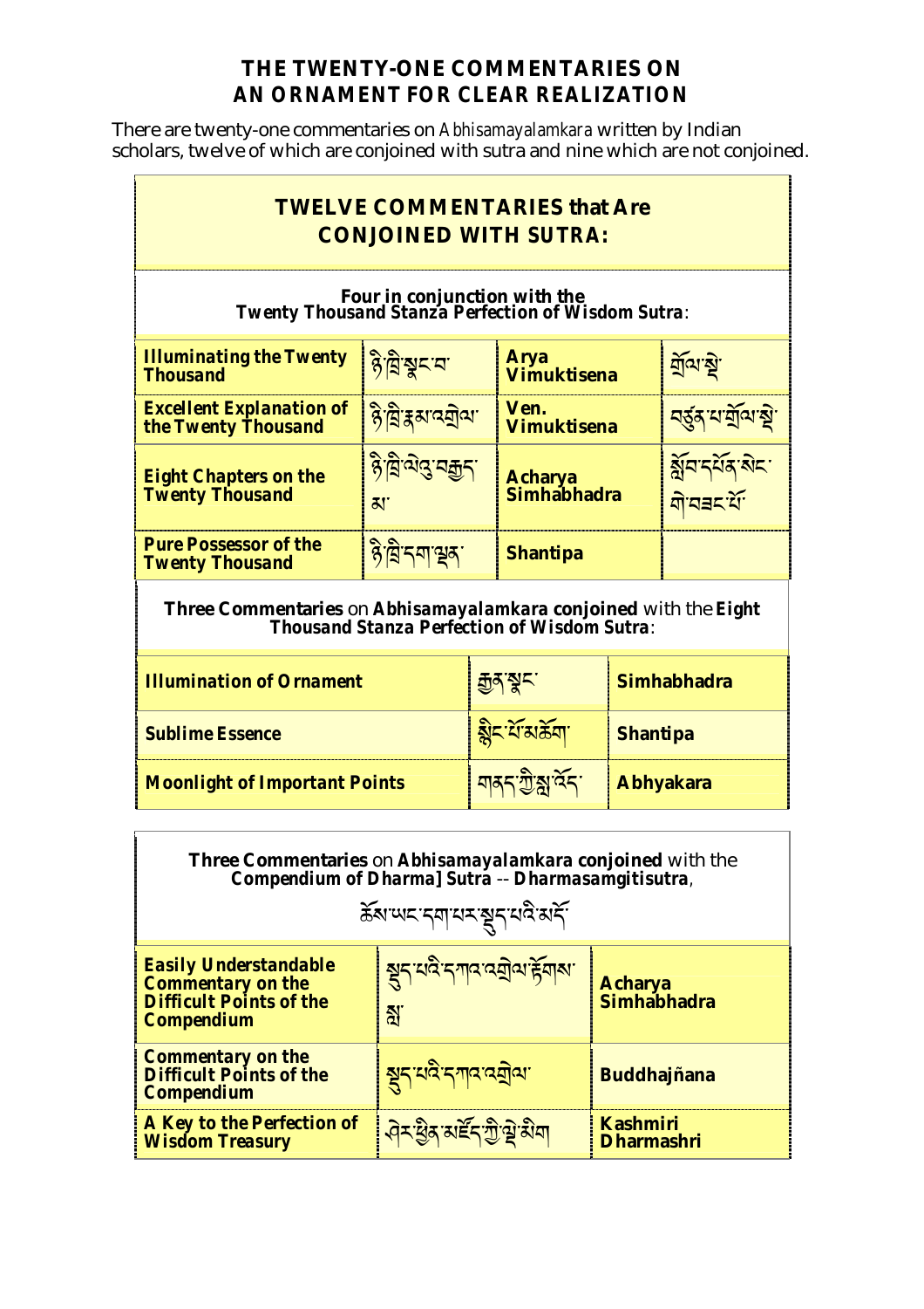# THE TWENTY-ONE COMMENTARIES ON AN ORNAMENT FOR CLEAR REALIZATION

There are twenty-one commentaries on *Abhisamayalamkara* written by Indian scholars, twelve of which are conjoined with sutra and nine which are not conjoined.

## TWELVE COMMENTARIES that Are CONJOINED WITH SUTRA:

### Four in conjunction with the Twenty Thousand Stanza Perfection of Wisdom Sutra:

| | | | |
|---|---|---|---|
| **Illuminating the Twenty Thousand** | ཉི་ཁྲི་སྣང་བ་ | **Arya Vimuktisena** | གྲོལ་སྡེ་ |
| **Excellent Explanation of the Twenty Thousand** | ཉི་ཁྲི་རྣམ་འགྲེལ་ | **Ven. Vimuktisena** | བཙུན་པ་གྲོལ་སྡེ་ |
| **Eight Chapters on the Twenty Thousand** | ཉི་ཁྲི་ལེའུ་བརྒྱད་མ་ | **Acharya Simhabhadra** | སློབ་དཔོན་སེང་གེ་བཟང་པོ་ |
| **Pure Possessor of the Twenty Thousand** | ཉི་ཁྲི་དག་ལྡན་ | **Shantipa** | |

### Three Commentaries on Abhisamayalamkara conjoined with the Eight Thousand Stanza Perfection of Wisdom Sutra:

| | | |
|---|---|---|
| **Illumination of Ornament** | རྒྱན་སྣང་ | **Simhabhadra** |
| **Sublime Essence** | སྙིང་པོ་མཆོག་ | **Shantipa** |
| **Moonlight of Important Points** | གནད་ཀྱི་ཟླ་འོད་ | **Abhyakara** |

### Three Commentaries on Abhisamayalamkara conjoined with the Compendium of Dharma] Sutra -- Dharmasamgitisutra,

ཆོས་ཡང་དག་པར་སྡུད་པའི་མདོ་

| | | |
|---|---|---|
| **Easily Understandable Commentary on the Difficult Points of the Compendium** | སྡུད་པའི་དཀའ་འགྲེལ་རྟོགས་སླ་ | **Acharya Simhabhadra** |
| **Commentary on the Difficult Points of the Compendium** | སྡུད་པའི་དཀའ་འགྲེལ་ | **Buddhajñana** |
| **A Key to the Perfection of Wisdom Treasury** | ཤེར་ཕྱིན་མཛོད་ཀྱི་ལྡེ་མིག | **Kashmiri Dharmashri** |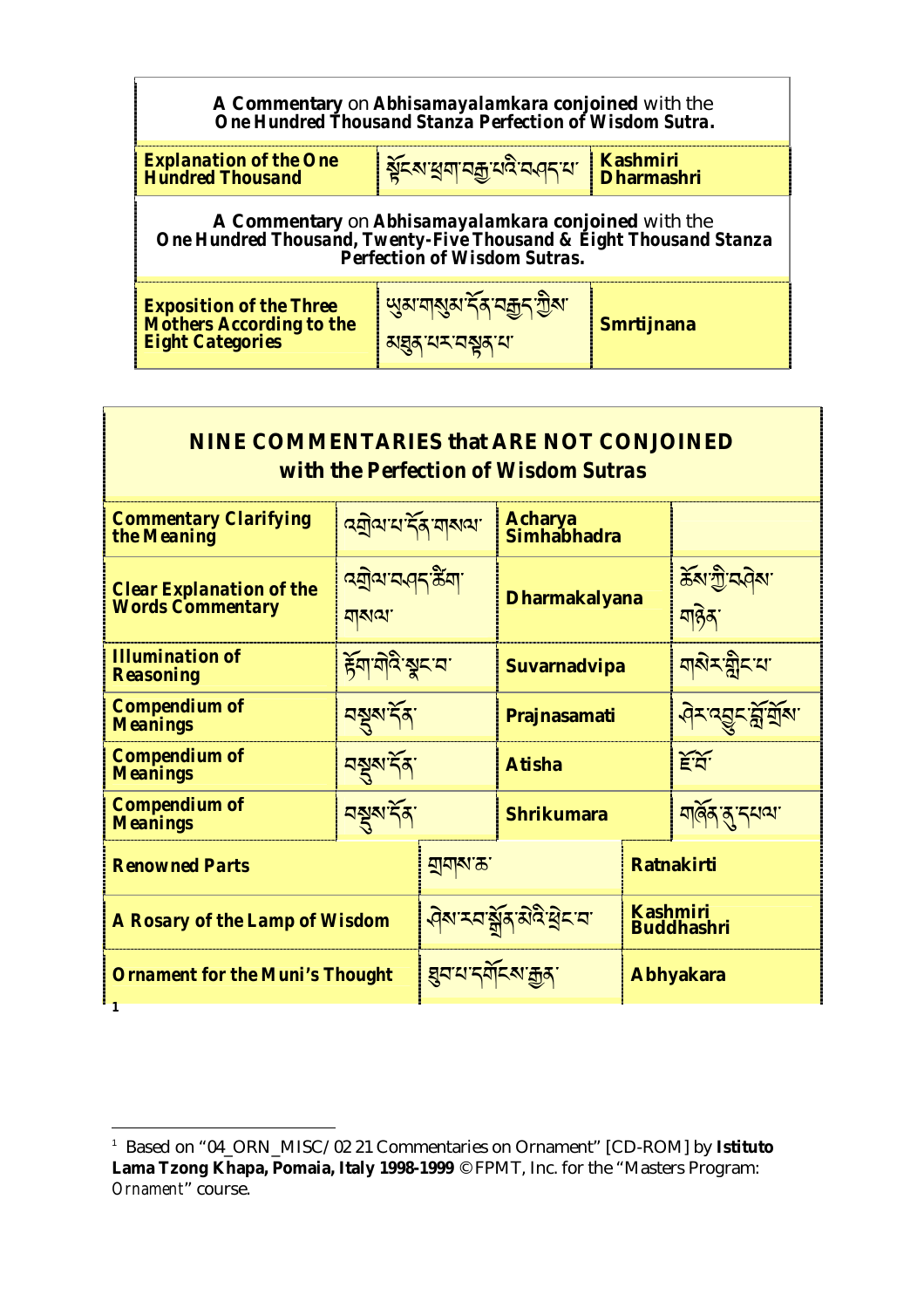| | | |
|---|---|---|
| **A Commentary** on **Abhisamayalamkara conjoined** with the **One Hundred Thousand Stanza Perfection of Wisdom Sutra.** | | |
| **Explanation of the One Hundred Thousand** | སྟོང་ཕྲག་བརྒྱ་པའི་བཤད་པ་ | **Kashmiri Dharmashri** |
| **A Commentary** on **Abhisamayalamkara conjoined** with the **One Hundred Thousand, Twenty-Five Thousand & Eight Thousand Stanza Perfection of Wisdom Sutras.** | | |
| **Exposition of the Three Mothers According to the Eight Categories** | ཡུམ་གསུམ་དོན་བརྒྱད་ཀྱིས་མཐུན་པར་བསྟན་པ་ | **Smrtijnana** |

## NINE COMMENTARIES that ARE NOT CONJOINED with the Perfection of Wisdom Sutras

| | | | |
|---|---|---|---|
| **Commentary Clarifying the Meaning** | འགྲེལ་པ་དོན་གསལ་ | **Acharya Simhabhadra** | |
| **Clear Explanation of the Words Commentary** | འགྲེལ་བཤད་ཚིག་གསལ་ | **Dharmakalyana** | ཆོས་ཀྱི་བཤེས་གཉེན་ |
| **Illumination of Reasoning** | རྟོག་གེའི་སྣང་བ་ | **Suvarnadvipa** | གསེར་གླིང་པ་ |
| **Compendium of Meanings** | བསྡུས་དོན་ | **Prajnasamati** | ཤེར་འབྱུང་བློ་གྲོས་ |
| **Compendium of Meanings** | བསྡུས་དོན་ | **Atisha** | ཇོ་བོ་ |
| **Compendium of Meanings** | བསྡུས་དོན་ | **Shrikumara** | གཞོན་ནུ་དཔལ་ |
| **Renowned Parts** | གྲགས་ཆ་ | **Ratnakirti** | |
| **A Rosary of the Lamp of Wisdom** | ཤེས་རབ་སྒྲོན་མའི་ཕྲེང་བ་ | **Kashmiri Buddhashri** | |
| **Ornament for the Muni's Thought** | ཐུབ་པ་དགོངས་རྒྱན་ | **Abhyakara** | |

[1]

[1] Based on "04_ORN_MISC/02 21 Commentaries on Ornament" [CD-ROM] by **Istituto Lama Tzong Khapa, Pomaia, Italy 1998-1999** © FPMT, Inc. for the "Masters Program: *Ornament*" course.